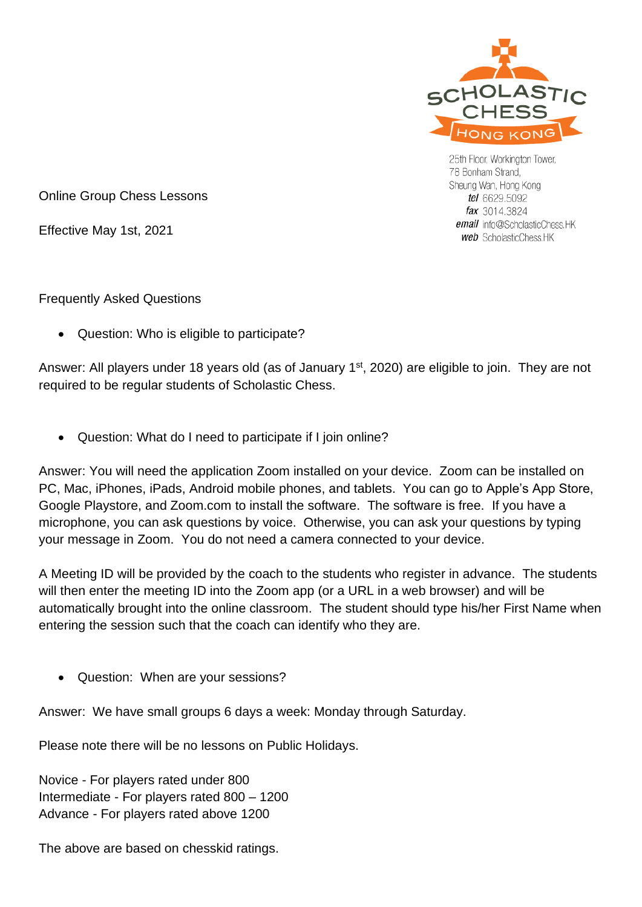SCHOLASTIC CHESS
HONG KONG

25th Floor, Workington Tower,
78 Bonham Strand,
Sheung Wan, Hong Kong
*tel* 6629.5092
*fax* 3014.3824
*email* info@ScholasticChess.HK
*web* ScholasticChess.HK

Online Group Chess Lessons

Effective May 1st, 2021

Frequently Asked Questions

- Question: Who is eligible to participate?

Answer: All players under 18 years old (as of January 1st, 2020) are eligible to join. They are not required to be regular students of Scholastic Chess.

- Question: What do I need to participate if I join online?

Answer: You will need the application Zoom installed on your device. Zoom can be installed on PC, Mac, iPhones, iPads, Android mobile phones, and tablets. You can go to Apple's App Store, Google Playstore, and Zoom.com to install the software. The software is free. If you have a microphone, you can ask questions by voice. Otherwise, you can ask your questions by typing your message in Zoom. You do not need a camera connected to your device.

A Meeting ID will be provided by the coach to the students who register in advance. The students will then enter the meeting ID into the Zoom app (or a URL in a web browser) and will be automatically brought into the online classroom. The student should type his/her First Name when entering the session such that the coach can identify who they are.

- Question: When are your sessions?

Answer: We have small groups 6 days a week: Monday through Saturday.

Please note there will be no lessons on Public Holidays.

Novice - For players rated under 800
Intermediate - For players rated 800 – 1200
Advance - For players rated above 1200

The above are based on chesskid ratings.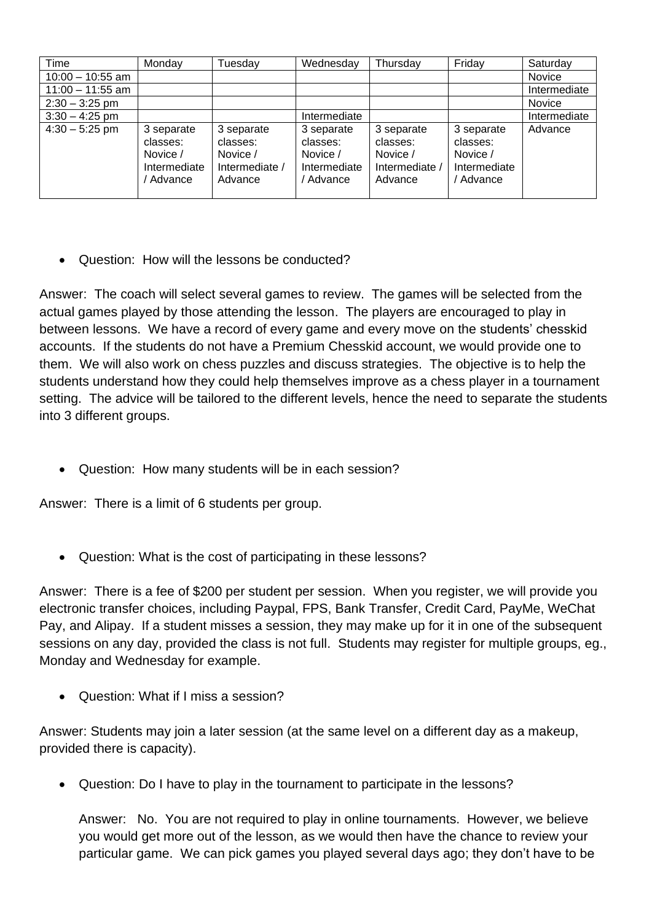| Time | Monday | Tuesday | Wednesday | Thursday | Friday | Saturday |
| --- | --- | --- | --- | --- | --- | --- |
| 10:00 – 10:55 am | | | | | | Novice |
| 11:00 – 11:55 am | | | | | | Intermediate |
| 2:30 – 3:25 pm | | | | | | Novice |
| 3:30 – 4:25 pm | | | Intermediate | | | Intermediate |
| 4:30 – 5:25 pm | 3 separate classes: Novice / Intermediate / Advance | 3 separate classes: Novice / Intermediate / Advance | 3 separate classes: Novice / Intermediate / Advance | 3 separate classes: Novice / Intermediate / Advance | 3 separate classes: Novice / Intermediate / Advance | Advance |

- Question: How will the lessons be conducted?

Answer: The coach will select several games to review. The games will be selected from the actual games played by those attending the lesson. The players are encouraged to play in between lessons. We have a record of every game and every move on the students' chesskid accounts. If the students do not have a Premium Chesskid account, we would provide one to them. We will also work on chess puzzles and discuss strategies. The objective is to help the students understand how they could help themselves improve as a chess player in a tournament setting. The advice will be tailored to the different levels, hence the need to separate the students into 3 different groups.

- Question: How many students will be in each session?

Answer: There is a limit of 6 students per group.

- Question: What is the cost of participating in these lessons?

Answer: There is a fee of $200 per student per session. When you register, we will provide you electronic transfer choices, including Paypal, FPS, Bank Transfer, Credit Card, PayMe, WeChat Pay, and Alipay. If a student misses a session, they may make up for it in one of the subsequent sessions on any day, provided the class is not full. Students may register for multiple groups, eg., Monday and Wednesday for example.

- Question: What if I miss a session?

Answer: Students may join a later session (at the same level on a different day as a makeup, provided there is capacity).

- Question: Do I have to play in the tournament to participate in the lessons?

  Answer: No. You are not required to play in online tournaments. However, we believe you would get more out of the lesson, as we would then have the chance to review your particular game. We can pick games you played several days ago; they don't have to be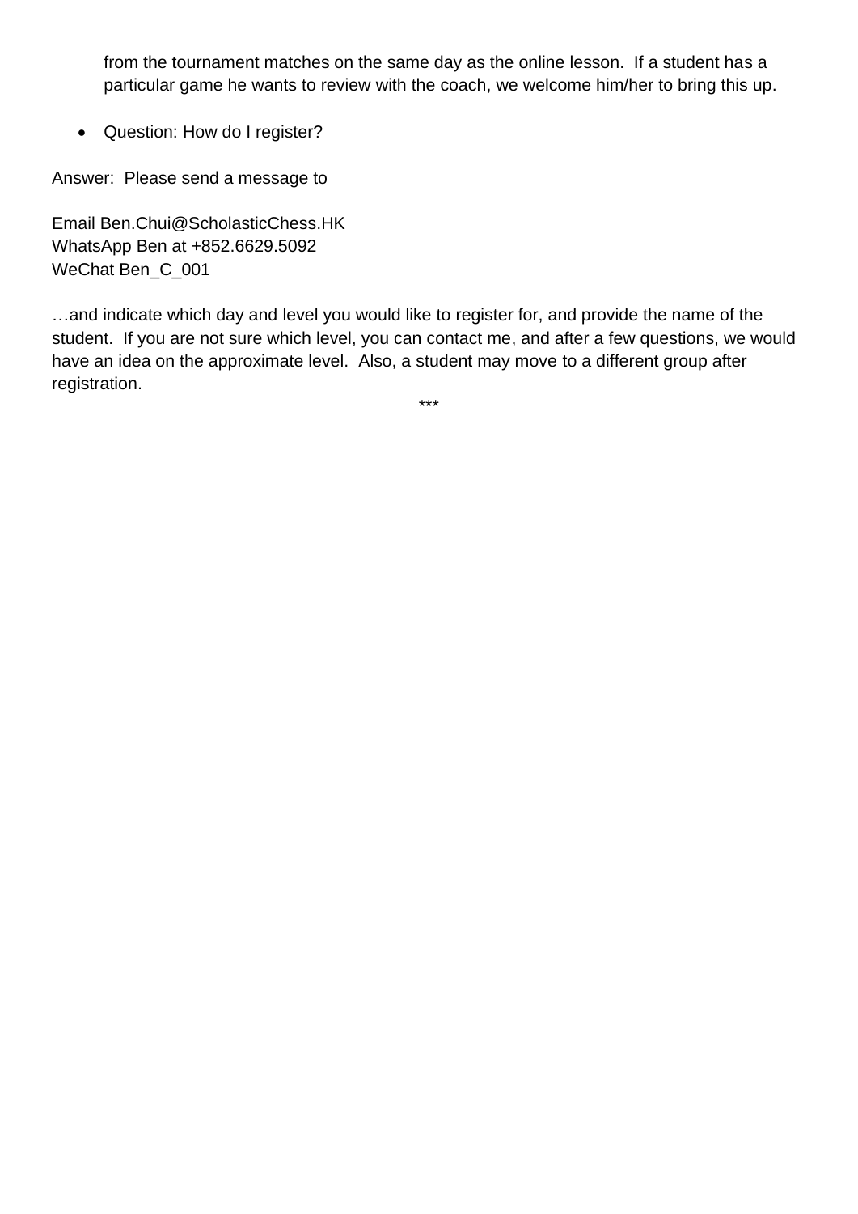from the tournament matches on the same day as the online lesson. If a student has a particular game he wants to review with the coach, we welcome him/her to bring this up.

- Question: How do I register?

Answer: Please send a message to

Email Ben.Chui@ScholasticChess.HK
WhatsApp Ben at +852.6629.5092
WeChat Ben_C_001

…and indicate which day and level you would like to register for, and provide the name of the student. If you are not sure which level, you can contact me, and after a few questions, we would have an idea on the approximate level. Also, a student may move to a different group after registration.

***